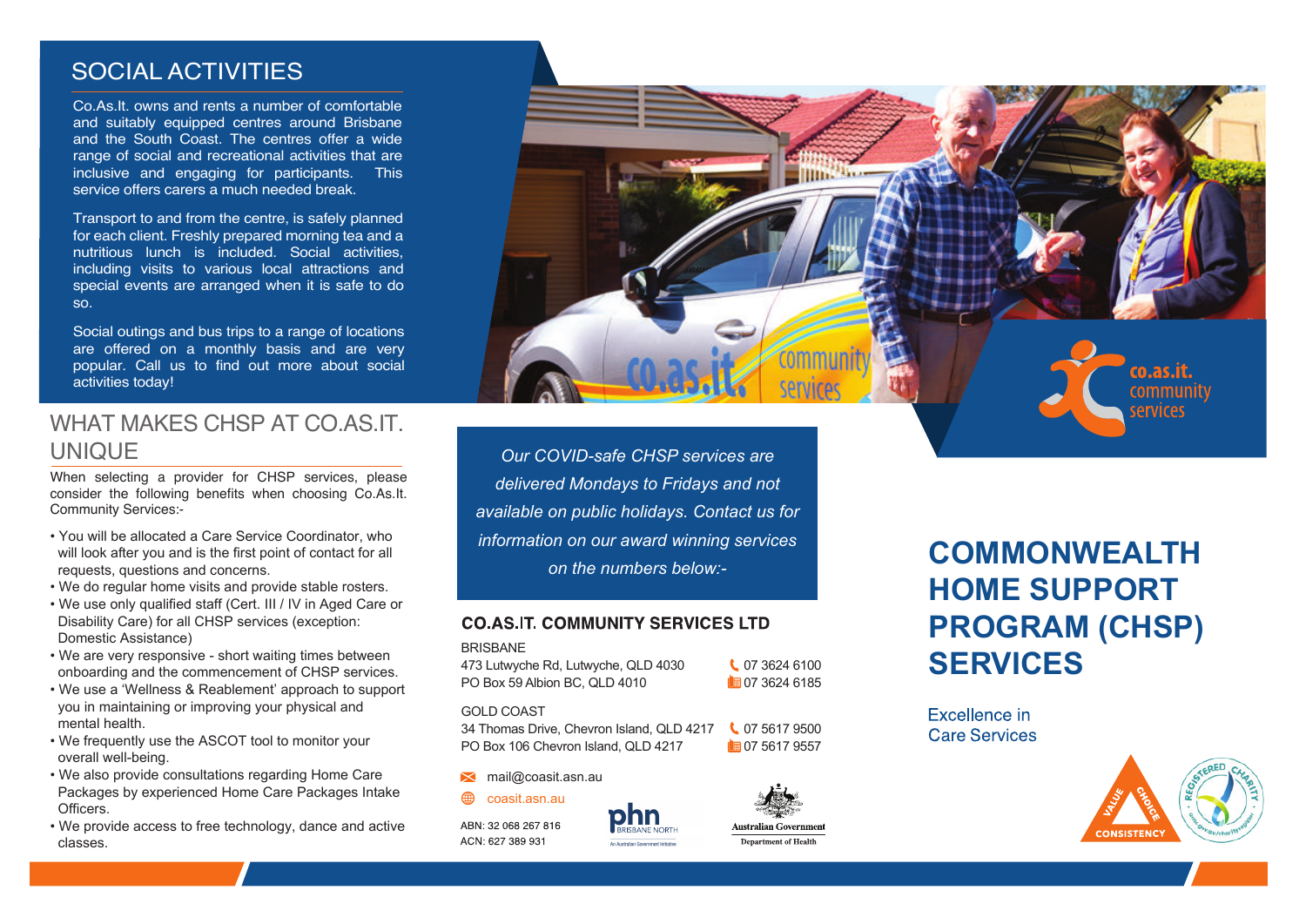## SOCIAL ACTIVITIES

Co.As.It. owns and rents a number of comfortable and suitably equipped centres around Brisbane and the South Coast. The centres offer a wide range of social and recreational activities that are inclusive and engaging for participants. This service offers carers a much needed break.

Transport to and from the centre, is safely planned for each client. Freshly prepared morning tea and a nutritious lunch is included. Social activities, including visits to various local attractions and special events are arranged when it is safe to do so.

Social outings and bus trips to a range of locations are offered on a monthly basis and are very popular. Call us to find out more about social activities today!

## WHAT MAKES CHSP AT CO.AS.IT. UNIQUE

When selecting a provider for CHSP services, please consider the following benefits when choosing Co.As.It. Community Services:-

- You will be allocated a Care Service Coordinator, who will look after you and is the first point of contact for all requests, questions and concerns.
- We do regular home visits and provide stable rosters.
- We use only qualified staff (Cert. III / IV in Aged Care or Disability Care) for all CHSP services (exception: Domestic Assistance)
- We are very responsive - short waiting times between onboarding and the commencement of CHSP services.
- We use a 'Wellness & Reablement' approach to support you in maintaining or improving your physical and mental health.
- We frequently use the ASCOT tool to monitor your overall well-being.
- We also provide consultations regarding Home Care Packages by experienced Home Care Packages Intake Officers.
- We provide access to free technology, dance and active classes.

*Our COVID-safe CHSP services are delivered Mondays to Fridays and not available on public holidays. Contact us for information on our award winning services on the numbers below:-*

### CO.AS.IT. COMMUNITY SERVICES LTD

BRISBANE
473 Lutwyche Rd, Lutwyche, QLD 4030 — 07 3624 6100
PO Box 59 Albion BC, QLD 4010 — 07 3624 6185

GOLD COAST
34 Thomas Drive, Chevron Island, QLD 4217 — 07 5617 9500
PO Box 106 Chevron Island, QLD 4217 — 07 5617 9557

mail@coasit.asn.au
coasit.asn.au

ABN: 32 068 267 816
ACN: 627 389 931

phn BRISBANE NORTH — An Australian Government Initiative

Australian Government — Department of Health

co.as.it. community services

# COMMONWEALTH HOME SUPPORT PROGRAM (CHSP) SERVICES

Excellence in Care Services

VALUE CHOICE CONSISTENCY

REGISTERED CHARITY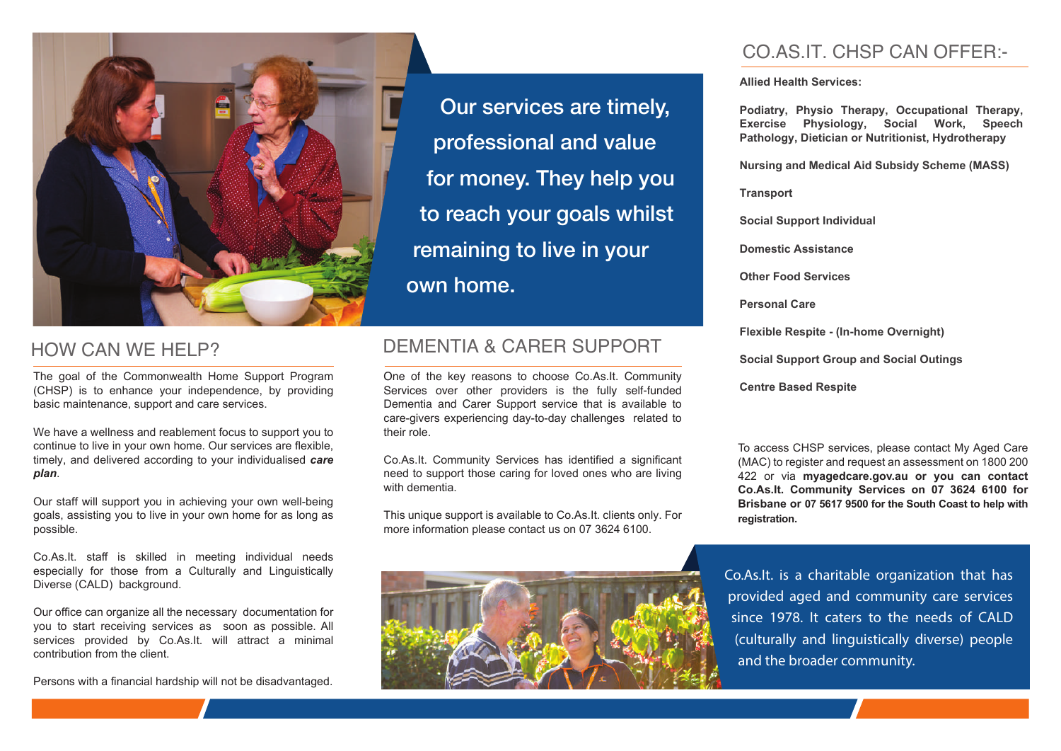Our services are timely, professional and value for money. They help you to reach your goals whilst remaining to live in your own home.

## HOW CAN WE HELP?

The goal of the Commonwealth Home Support Program (CHSP) is to enhance your independence, by providing basic maintenance, support and care services.

We have a wellness and reablement focus to support you to continue to live in your own home. Our services are flexible, timely, and delivered according to your individualised ***care plan***.

Our staff will support you in achieving your own well-being goals, assisting you to live in your own home for as long as possible.

Co.As.It. staff is skilled in meeting individual needs especially for those from a Culturally and Linguistically Diverse (CALD) background.

Our office can organize all the necessary documentation for you to start receiving services as soon as possible. All services provided by Co.As.It. will attract a minimal contribution from the client.

Persons with a financial hardship will not be disadvantaged.

## DEMENTIA & CARER SUPPORT

One of the key reasons to choose Co.As.It. Community Services over other providers is the fully self-funded Dementia and Carer Support service that is available to care-givers experiencing day-to-day challenges related to their role.

Co.As.It. Community Services has identified a significant need to support those caring for loved ones who are living with dementia.

This unique support is available to Co.As.It. clients only. For more information please contact us on 07 3624 6100.

## CO.AS.IT. CHSP CAN OFFER:-

**Allied Health Services:**

**Podiatry, Physio Therapy, Occupational Therapy, Exercise Physiology, Social Work, Speech Pathology, Dietician or Nutritionist, Hydrotherapy**

**Nursing and Medical Aid Subsidy Scheme (MASS)**

**Transport**

**Social Support Individual**

**Domestic Assistance**

**Other Food Services**

**Personal Care**

**Flexible Respite - (In-home Overnight)**

**Social Support Group and Social Outings**

**Centre Based Respite**

To access CHSP services, please contact My Aged Care (MAC) to register and request an assessment on 1800 200 422 or via **myagedcare.gov.au or you can contact Co.As.It. Community Services on 07 3624 6100 for Brisbane or 07 5617 9500 for the South Coast to help with registration.**

Co.As.It. is a charitable organization that has provided aged and community care services since 1978. It caters to the needs of CALD (culturally and linguistically diverse) people and the broader community.